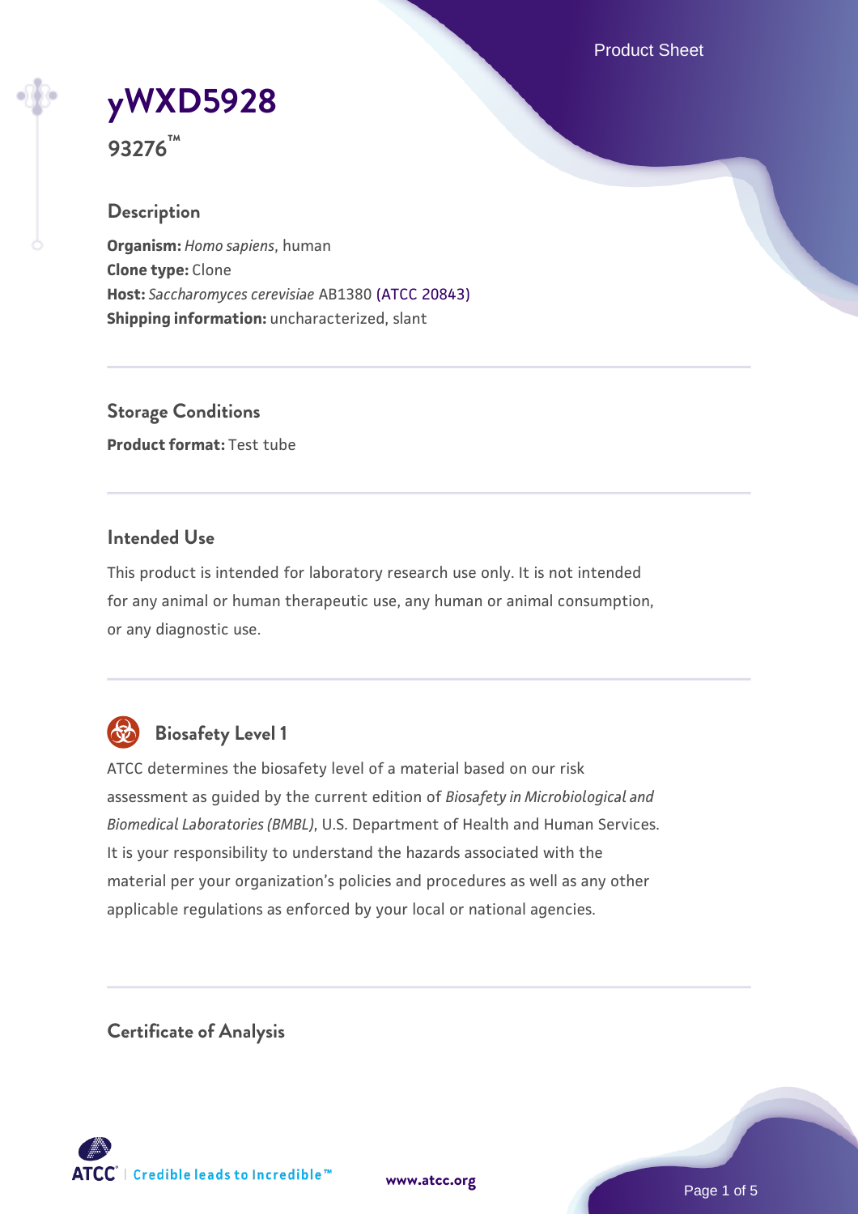# yWXD5928

**93276™**

## Description

**Organism:** *Homo sapiens*, human
**Clone type:** Clone
**Host:** *Saccharomyces cerevisiae* AB1380 (ATCC 20843)
**Shipping information:** uncharacterized, slant

## Storage Conditions

**Product format:** Test tube

## Intended Use

This product is intended for laboratory research use only. It is not intended for any animal or human therapeutic use, any human or animal consumption, or any diagnostic use.

## Biosafety Level 1

ATCC determines the biosafety level of a material based on our risk assessment as guided by the current edition of *Biosafety in Microbiological and Biomedical Laboratories (BMBL)*, U.S. Department of Health and Human Services. It is your responsibility to understand the hazards associated with the material per your organization's policies and procedures as well as any other applicable regulations as enforced by your local or national agencies.

## Certificate of Analysis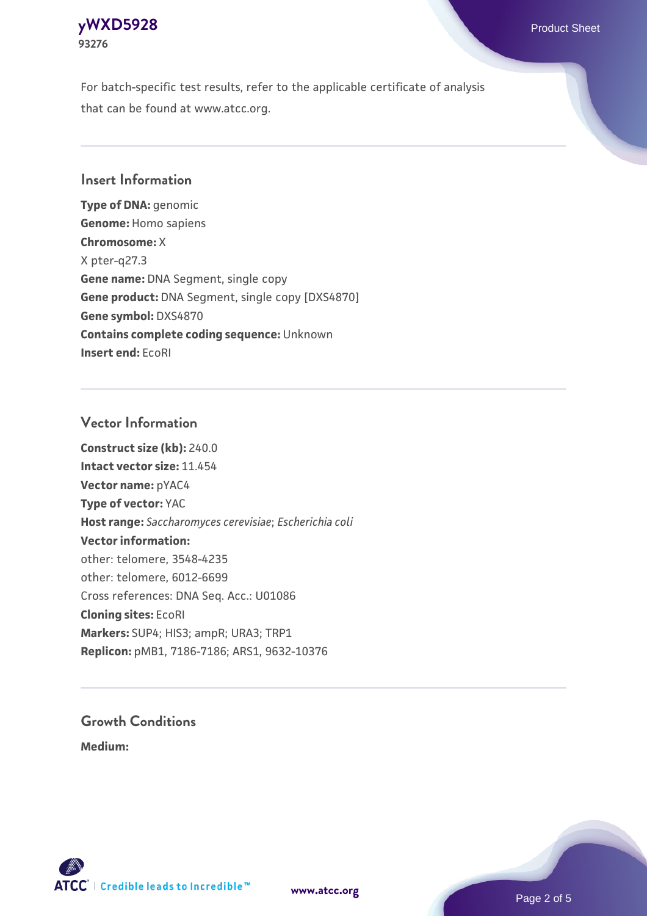For batch-specific test results, refer to the applicable certificate of analysis that can be found at www.atcc.org.

## Insert Information

**Type of DNA:** genomic
**Genome:** Homo sapiens
**Chromosome:** X
X pter-q27.3
**Gene name:** DNA Segment, single copy
**Gene product:** DNA Segment, single copy [DXS4870]
**Gene symbol:** DXS4870
**Contains complete coding sequence:** Unknown
**Insert end:** EcoRI

## Vector Information

**Construct size (kb):** 240.0
**Intact vector size:** 11.454
**Vector name:** pYAC4
**Type of vector:** YAC
**Host range:** *Saccharomyces cerevisiae*; *Escherichia coli*
**Vector information:**
other: telomere, 3548-4235
other: telomere, 6012-6699
Cross references: DNA Seq. Acc.: U01086
**Cloning sites:** EcoRI
**Markers:** SUP4; HIS3; ampR; URA3; TRP1
**Replicon:** pMB1, 7186-7186; ARS1, 9632-10376

## Growth Conditions

**Medium:**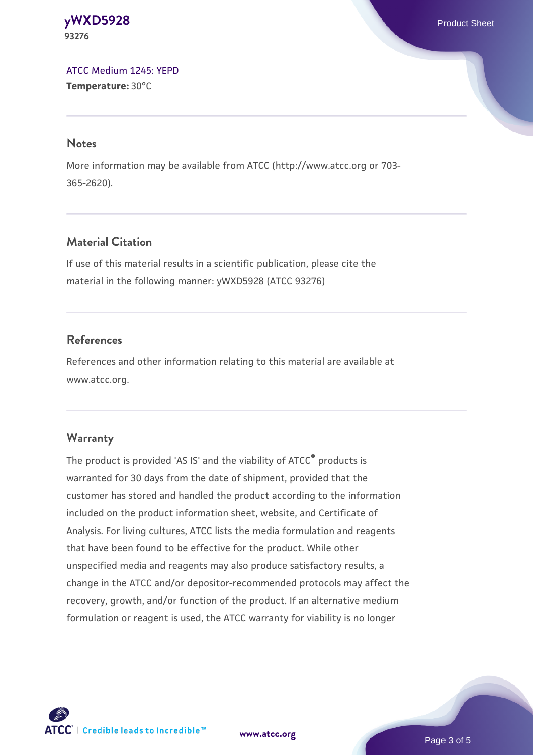ATCC Medium 1245: YEPD
**Temperature:** 30°C

## Notes

More information may be available from ATCC (http://www.atcc.org or 703-365-2620).

## Material Citation

If use of this material results in a scientific publication, please cite the material in the following manner: yWXD5928 (ATCC 93276)

## References

References and other information relating to this material are available at www.atcc.org.

## Warranty

The product is provided 'AS IS' and the viability of ATCC® products is warranted for 30 days from the date of shipment, provided that the customer has stored and handled the product according to the information included on the product information sheet, website, and Certificate of Analysis. For living cultures, ATCC lists the media formulation and reagents that have been found to be effective for the product. While other unspecified media and reagents may also produce satisfactory results, a change in the ATCC and/or depositor-recommended protocols may affect the recovery, growth, and/or function of the product. If an alternative medium formulation or reagent is used, the ATCC warranty for viability is no longer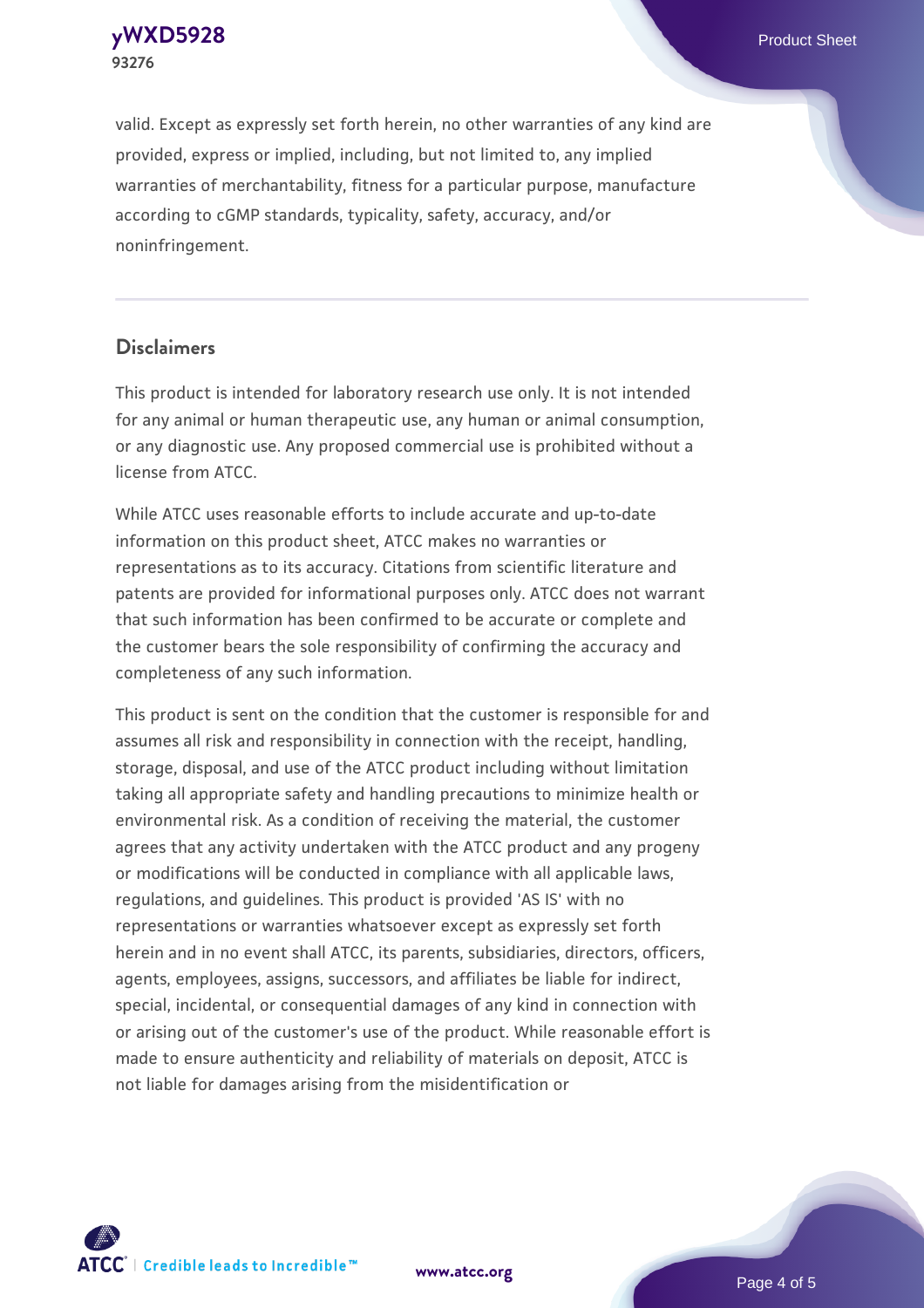valid. Except as expressly set forth herein, no other warranties of any kind are provided, express or implied, including, but not limited to, any implied warranties of merchantability, fitness for a particular purpose, manufacture according to cGMP standards, typicality, safety, accuracy, and/or noninfringement.

## Disclaimers

This product is intended for laboratory research use only. It is not intended for any animal or human therapeutic use, any human or animal consumption, or any diagnostic use. Any proposed commercial use is prohibited without a license from ATCC.

While ATCC uses reasonable efforts to include accurate and up-to-date information on this product sheet, ATCC makes no warranties or representations as to its accuracy. Citations from scientific literature and patents are provided for informational purposes only. ATCC does not warrant that such information has been confirmed to be accurate or complete and the customer bears the sole responsibility of confirming the accuracy and completeness of any such information.

This product is sent on the condition that the customer is responsible for and assumes all risk and responsibility in connection with the receipt, handling, storage, disposal, and use of the ATCC product including without limitation taking all appropriate safety and handling precautions to minimize health or environmental risk. As a condition of receiving the material, the customer agrees that any activity undertaken with the ATCC product and any progeny or modifications will be conducted in compliance with all applicable laws, regulations, and guidelines. This product is provided 'AS IS' with no representations or warranties whatsoever except as expressly set forth herein and in no event shall ATCC, its parents, subsidiaries, directors, officers, agents, employees, assigns, successors, and affiliates be liable for indirect, special, incidental, or consequential damages of any kind in connection with or arising out of the customer's use of the product. While reasonable effort is made to ensure authenticity and reliability of materials on deposit, ATCC is not liable for damages arising from the misidentification or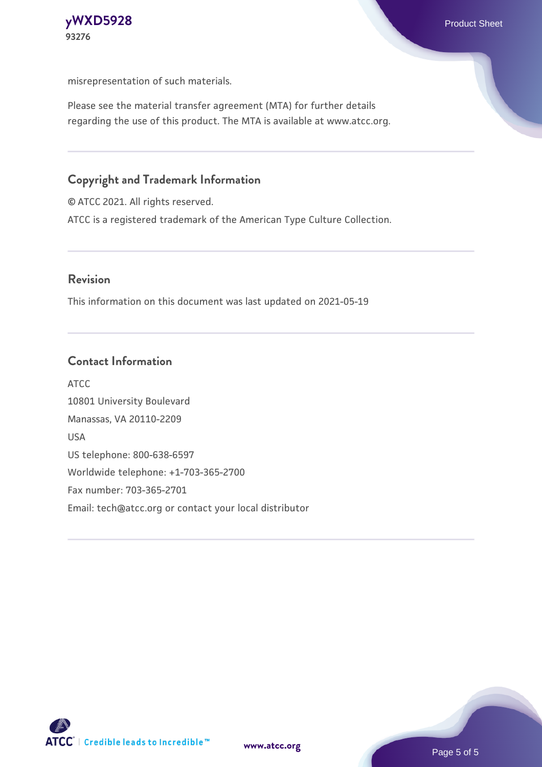misrepresentation of such materials.

Please see the material transfer agreement (MTA) for further details regarding the use of this product. The MTA is available at www.atcc.org.

## Copyright and Trademark Information

© ATCC 2021. All rights reserved.

ATCC is a registered trademark of the American Type Culture Collection.

## Revision

This information on this document was last updated on 2021-05-19

## Contact Information

ATCC
10801 University Boulevard
Manassas, VA 20110-2209
USA
US telephone: 800-638-6597
Worldwide telephone: +1-703-365-2700
Fax number: 703-365-2701
Email: tech@atcc.org or contact your local distributor